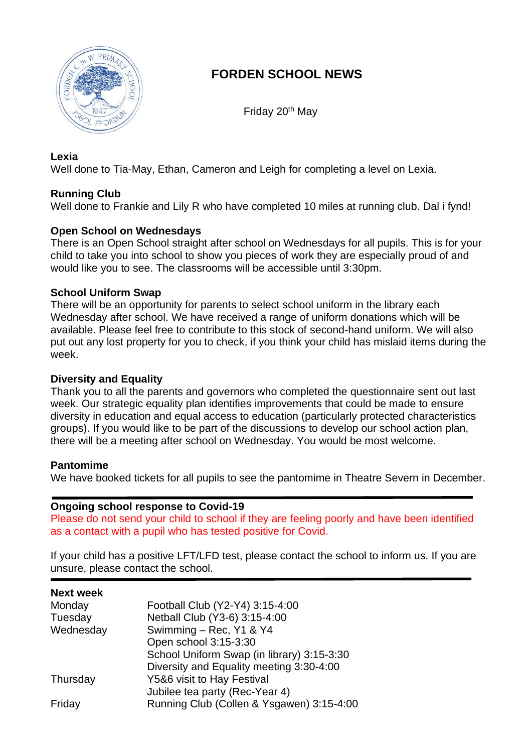# FORDEN SCHOOL NEWS

Friday 20th May

### Lexia

Well done to Tia-May, Ethan, Cameron and Leigh for completing a level on Lexia.

### Running Club

Well done to Frankie and Lily R who have completed 10 miles at running club. Dal i fynd!

### Open School on Wednesdays

There is an Open School straight after school on Wednesdays for all pupils. This is for your child to take you into school to show you pieces of work they are especially proud of and would like you to see. The classrooms will be accessible until 3:30pm.

### School Uniform Swap

There will be an opportunity for parents to select school uniform in the library each Wednesday after school. We have received a range of uniform donations which will be available. Please feel free to contribute to this stock of second-hand uniform. We will also put out any lost property for you to check, if you think your child has mislaid items during the week.

### Diversity and Equality

Thank you to all the parents and governors who completed the questionnaire sent out last week. Our strategic equality plan identifies improvements that could be made to ensure diversity in education and equal access to education (particularly protected characteristics groups). If you would like to be part of the discussions to develop our school action plan, there will be a meeting after school on Wednesday. You would be most welcome.

### Pantomime

We have booked tickets for all pupils to see the pantomime in Theatre Severn in December.

---

### Ongoing school response to Covid-19

Please do not send your child to school if they are feeling poorly and have been identified as a contact with a pupil who has tested positive for Covid.

If your child has a positive LFT/LFD test, please contact the school to inform us. If you are unsure, please contact the school.

---

### Next week

| | |
|---|---|
| Monday | Football Club (Y2-Y4) 3:15-4:00 |
| Tuesday | Netball Club (Y3-6) 3:15-4:00 |
| Wednesday | Swimming – Rec, Y1 & Y4 |
| | Open school 3:15-3:30 |
| | School Uniform Swap (in library) 3:15-3:30 |
| | Diversity and Equality meeting 3:30-4:00 |
| Thursday | Y5&6 visit to Hay Festival |
| | Jubilee tea party (Rec-Year 4) |
| Friday | Running Club (Collen & Ysgawen) 3:15-4:00 |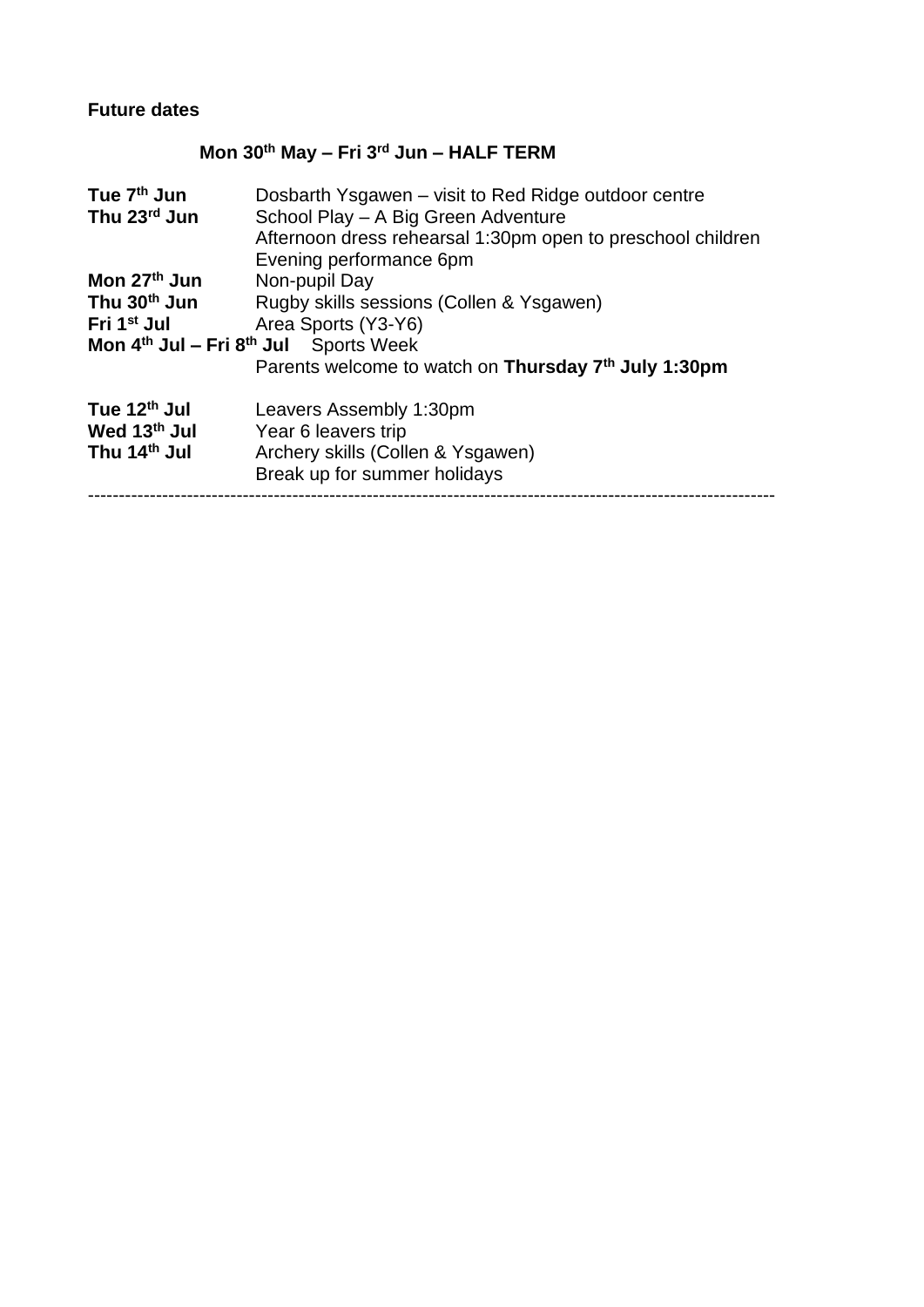**Future dates**

**Mon 30th May – Fri 3rd Jun – HALF TERM**

| | |
|---|---|
| **Tue 7th Jun** | Dosbarth Ysgawen – visit to Red Ridge outdoor centre |
| **Thu 23rd Jun** | School Play – A Big Green Adventure<br>Afternoon dress rehearsal 1:30pm open to preschool children<br>Evening performance 6pm |
| **Mon 27th Jun** | Non-pupil Day |
| **Thu 30th Jun** | Rugby skills sessions (Collen & Ysgawen) |
| **Fri 1st Jul** | Area Sports (Y3-Y6) |
| **Mon 4th Jul – Fri 8th Jul** | Sports Week<br>Parents welcome to watch on **Thursday 7th July 1:30pm** |
| **Tue 12th Jul** | Leavers Assembly 1:30pm |
| **Wed 13th Jul** | Year 6 leavers trip |
| **Thu 14th Jul** | Archery skills (Collen & Ysgawen)<br>Break up for summer holidays |

---